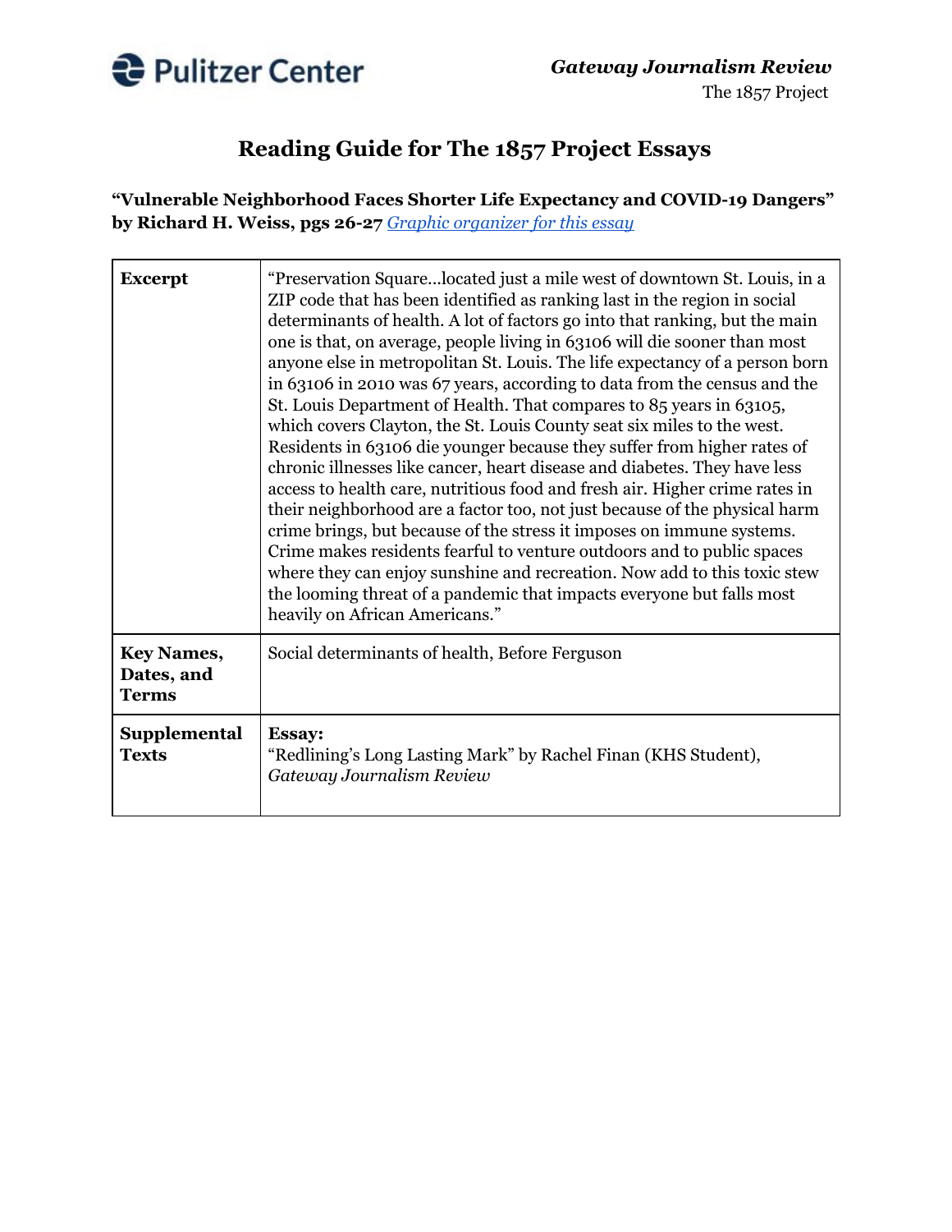Pulitzer Center

*Gateway Journalism Review*
The 1857 Project

# Reading Guide for The 1857 Project Essays

**"Vulnerable Neighborhood Faces Shorter Life Expectancy and COVID-19 Dangers" by Richard H. Weiss, pgs 26-27** *Graphic organizer for this essay*

| | |
|---|---|
| **Excerpt** | "Preservation Square…located just a mile west of downtown St. Louis, in a ZIP code that has been identified as ranking last in the region in social determinants of health. A lot of factors go into that ranking, but the main one is that, on average, people living in 63106 will die sooner than most anyone else in metropolitan St. Louis. The life expectancy of a person born in 63106 in 2010 was 67 years, according to data from the census and the St. Louis Department of Health. That compares to 85 years in 63105, which covers Clayton, the St. Louis County seat six miles to the west. Residents in 63106 die younger because they suffer from higher rates of chronic illnesses like cancer, heart disease and diabetes. They have less access to health care, nutritious food and fresh air. Higher crime rates in their neighborhood are a factor too, not just because of the physical harm crime brings, but because of the stress it imposes on immune systems. Crime makes residents fearful to venture outdoors and to public spaces where they can enjoy sunshine and recreation. Now add to this toxic stew the looming threat of a pandemic that impacts everyone but falls most heavily on African Americans." |
| **Key Names, Dates, and Terms** | Social determinants of health, Before Ferguson |
| **Supplemental Texts** | **Essay:**<br>"Redlining's Long Lasting Mark" by Rachel Finan (KHS Student), *Gateway Journalism Review* |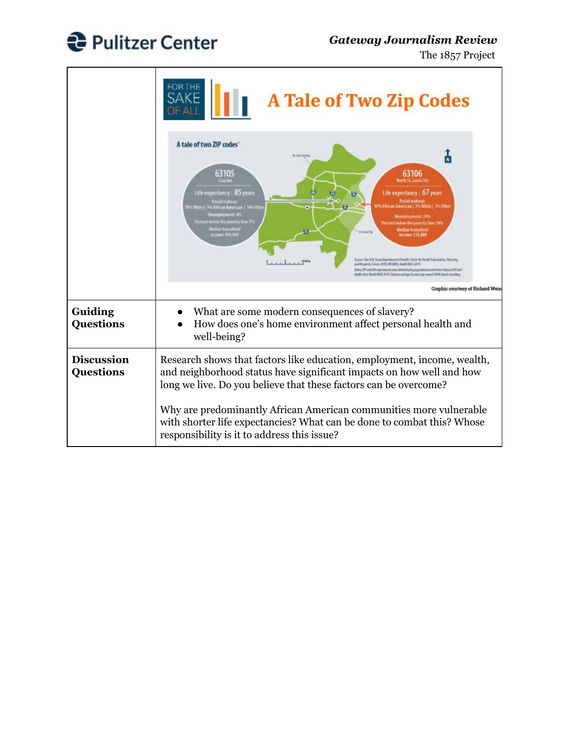| | |
|---|---|
| | FOR THE SAKE OF ALL **A Tale of Two Zip Codes** <br><br> A tale of two ZIP codes <br> 63105 Clayton <br> Life expectancy: 85 years <br> Racial makeup: 78% White \| 5% African American \| 14% Other <br> Unemployment: 4% <br> Percent below the poverty line: 7% <br> Median household income: $90,000 <br><br> 63106 North St. Louis City <br> Life expectancy: 67 years <br> Racial makeup: 95% African American \| 2% White \| 3% Other <br> Unemployment: 24% <br> Percent below the poverty line: 54% <br> Median household income: $15,000 <br><br> St. Louis County <br> St. Louis City <br> 10 Miles <br> Source: City of St. Louis Department of Health–Center for Health Information, Planning, and Research; Census 2010, MODHSS, Death MICA 2010 <br> Notes: ZIP code life expectancies were derived using population counts from Census 2010 and deaths from Death MICA 2010. Total percentage for race may exceed 100% due to rounding. <br><br> Graphic courtesy of Richard Weiss |
| **Guiding Questions** | • What are some modern consequences of slavery? <br> • How does one's home environment affect personal health and well-being? |
| **Discussion Questions** | Research shows that factors like education, employment, income, wealth, and neighborhood status have significant impacts on how well and how long we live. Do you believe that these factors can be overcome? <br><br> Why are predominantly African American communities more vulnerable with shorter life expectancies? What can be done to combat this? Whose responsibility is it to address this issue? |